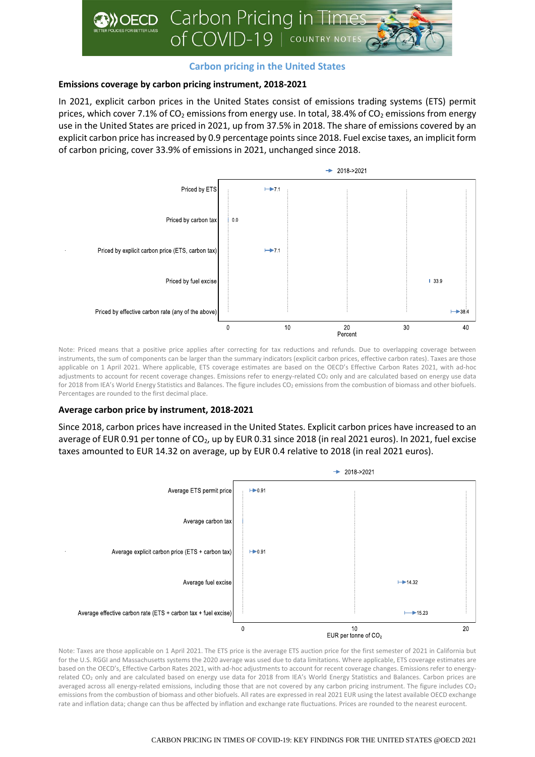## Carbon pricing in the United States

### Emissions coverage by carbon pricing instrument, 2018-2021

In 2021, explicit carbon prices in the United States consist of emissions trading systems (ETS) permit prices, which cover 7.1% of $CO_2$ emissions from energy use. In total, 38.4% of $CO_2$ emissions from energy use in the United States are priced in 2021, up from 37.5% in 2018. The share of emissions covered by an explicit carbon price has increased by 0.9 percentage points since 2018. Fuel excise taxes, an implicit form of carbon pricing, cover 33.9% of emissions in 2021, unchanged since 2018.

2018->2021

| Instrument | Percent (2021) |
|---|---|
| Priced by ETS | 7.1 |
| Priced by carbon tax | 0.0 |
| Priced by explicit carbon price (ETS, carbon tax) | 7.1 |
| Priced by fuel excise | 33.9 |
| Priced by effective carbon rate (any of the above) | 38.4 |

Note: Priced means that a positive price applies after correcting for tax reductions and refunds. Due to overlapping coverage between instruments, the sum of components can be larger than the summary indicators (explicit carbon prices, effective carbon rates). Taxes are those applicable on 1 April 2021. Where applicable, ETS coverage estimates are based on the OECD's Effective Carbon Rates 2021, with ad-hoc adjustments to account for recent coverage changes. Emissions refer to energy-related $CO_2$ only and are calculated based on energy use data for 2018 from IEA's World Energy Statistics and Balances. The figure includes $CO_2$ emissions from the combustion of biomass and other biofuels. Percentages are rounded to the first decimal place.

### Average carbon price by instrument, 2018-2021

Since 2018, carbon prices have increased in the United States. Explicit carbon prices have increased to an average of EUR 0.91 per tonne of $CO_2$, up by EUR 0.31 since 2018 (in real 2021 euros). In 2021, fuel excise taxes amounted to EUR 14.32 on average, up by EUR 0.4 relative to 2018 (in real 2021 euros).

2018->2021

| Instrument | EUR per tonne of $CO_2$ (2021) |
|---|---|
| Average ETS permit price | 0.91 |
| Average carbon tax | |
| Average explicit carbon price (ETS + carbon tax) | 0.91 |
| Average fuel excise | 14.32 |
| Average effective carbon rate (ETS + carbon tax + fuel excise) | 15.23 |

Note: Taxes are those applicable on 1 April 2021. The ETS price is the average ETS auction price for the first semester of 2021 in California but for the U.S. RGGI and Massachusetts systems the 2020 average was used due to data limitations. Where applicable, ETS coverage estimates are based on the OECD's, Effective Carbon Rates 2021, with ad-hoc adjustments to account for recent coverage changes. Emissions refer to energy-related $CO_2$ only and are calculated based on energy use data for 2018 from IEA's World Energy Statistics and Balances. Carbon prices are averaged across all energy-related emissions, including those that are not covered by any carbon pricing instrument. The figure includes $CO_2$ emissions from the combustion of biomass and other biofuels. All rates are expressed in real 2021 EUR using the latest available OECD exchange rate and inflation data; change can thus be affected by inflation and exchange rate fluctuations. Prices are rounded to the nearest eurocent.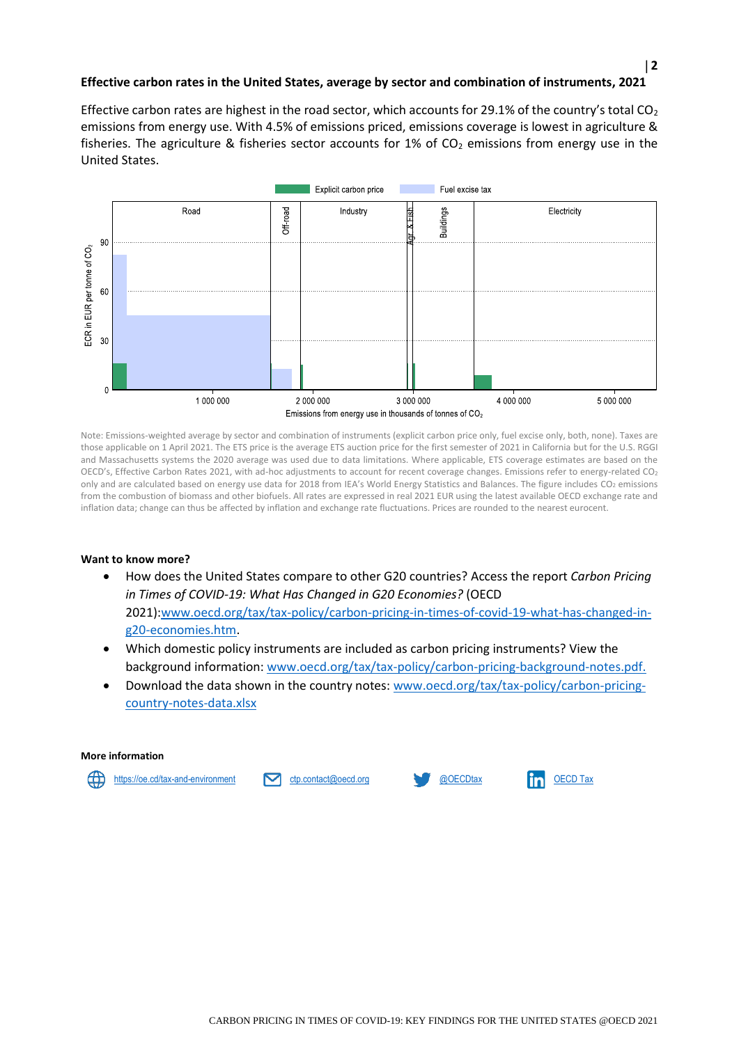**Effective carbon rates in the United States, average by sector and combination of instruments, 2021**

Effective carbon rates are highest in the road sector, which accounts for 29.1% of the country's total $CO_2$ emissions from energy use. With 4.5% of emissions priced, emissions coverage is lowest in agriculture & fisheries. The agriculture & fisheries sector accounts for 1% of $CO_2$ emissions from energy use in the United States.

Explicit carbon price
Fuel excise tax

Road
Off-road
Industry
Agr. & Fish
Buildings
Electricity

ECR in EUR per tonne of $CO_2$

0
30
60
90

1 000 000
2 000 000
3 000 000
4 000 000
5 000 000

Emissions from energy use in thousands of tonnes of $CO_2$

Note: Emissions-weighted average by sector and combination of instruments (explicit carbon price only, fuel excise only, both, none). Taxes are those applicable on 1 April 2021. The ETS price is the average ETS auction price for the first semester of 2021 in California but for the U.S. RGGI and Massachusetts systems the 2020 average was used due to data limitations. Where applicable, ETS coverage estimates are based on the OECD's, Effective Carbon Rates 2021, with ad-hoc adjustments to account for recent coverage changes. Emissions refer to energy-related $CO_2$ only and are calculated based on energy use data for 2018 from IEA's World Energy Statistics and Balances. The figure includes $CO_2$ emissions from the combustion of biomass and other biofuels. All rates are expressed in real 2021 EUR using the latest available OECD exchange rate and inflation data; change can thus be affected by inflation and exchange rate fluctuations. Prices are rounded to the nearest eurocent.

**Want to know more?**

- How does the United States compare to other G20 countries? Access the report *Carbon Pricing in Times of COVID-19: What Has Changed in G20 Economies?* (OECD 2021):www.oecd.org/tax/tax-policy/carbon-pricing-in-times-of-covid-19-what-has-changed-in-g20-economies.htm.
- Which domestic policy instruments are included as carbon pricing instruments? View the background information: www.oecd.org/tax/tax-policy/carbon-pricing-background-notes.pdf.
- Download the data shown in the country notes: www.oecd.org/tax/tax-policy/carbon-pricing-country-notes-data.xlsx

**More information**

https://oe.cd/tax-and-environment    ctp.contact@oecd.org    @OECDtax    OECD Tax